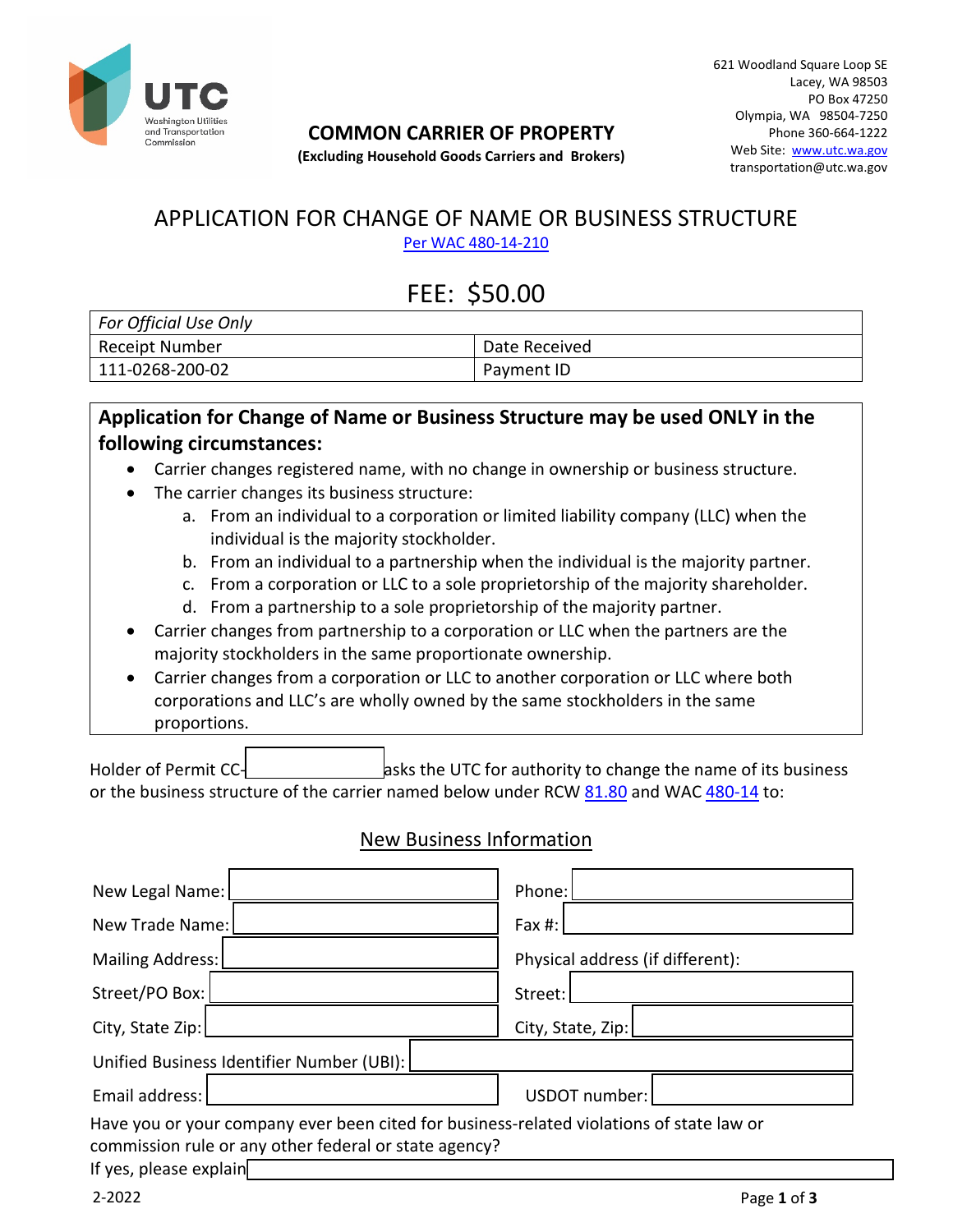UTC Washington Utilities and Transportation Commission

621 Woodland Square Loop SE
Lacey, WA 98503
PO Box 47250
Olympia, WA 98504-7250
Phone 360-664-1222
Web Site: www.utc.wa.gov
transportation@utc.wa.gov

**COMMON CARRIER OF PROPERTY**
**(Excluding Household Goods Carriers and Brokers)**

# APPLICATION FOR CHANGE OF NAME OR BUSINESS STRUCTURE

Per WAC 480-14-210

## FEE: $50.00

| *For Official Use Only* | |
|---|---|
| Receipt Number | Date Received |
| 111-0268-200-02 | Payment ID |

**Application for Change of Name or Business Structure may be used ONLY in the following circumstances:**

- Carrier changes registered name, with no change in ownership or business structure.
- The carrier changes its business structure:
  a. From an individual to a corporation or limited liability company (LLC) when the individual is the majority stockholder.
  b. From an individual to a partnership when the individual is the majority partner.
  c. From a corporation or LLC to a sole proprietorship of the majority shareholder.
  d. From a partnership to a sole proprietorship of the majority partner.
- Carrier changes from partnership to a corporation or LLC when the partners are the majority stockholders in the same proportionate ownership.
- Carrier changes from a corporation or LLC to another corporation or LLC where both corporations and LLC's are wholly owned by the same stockholders in the same proportions.

Holder of Permit CC-\_\_\_\_\_\_\_\_\_\_ asks the UTC for authority to change the name of its business or the business structure of the carrier named below under RCW 81.80 and WAC 480-14 to:

## New Business Information

| | |
|---|---|
| New Legal Name: | Phone: |
| New Trade Name: | Fax #: |
| Mailing Address: | Physical address (if different): |
| Street/PO Box: | Street: |
| City, State Zip: | City, State, Zip: |
| Unified Business Identifier Number (UBI): | |
| Email address: | USDOT number: |

Have you or your company ever been cited for business-related violations of state law or commission rule or any other federal or state agency?

If yes, please explain

2-2022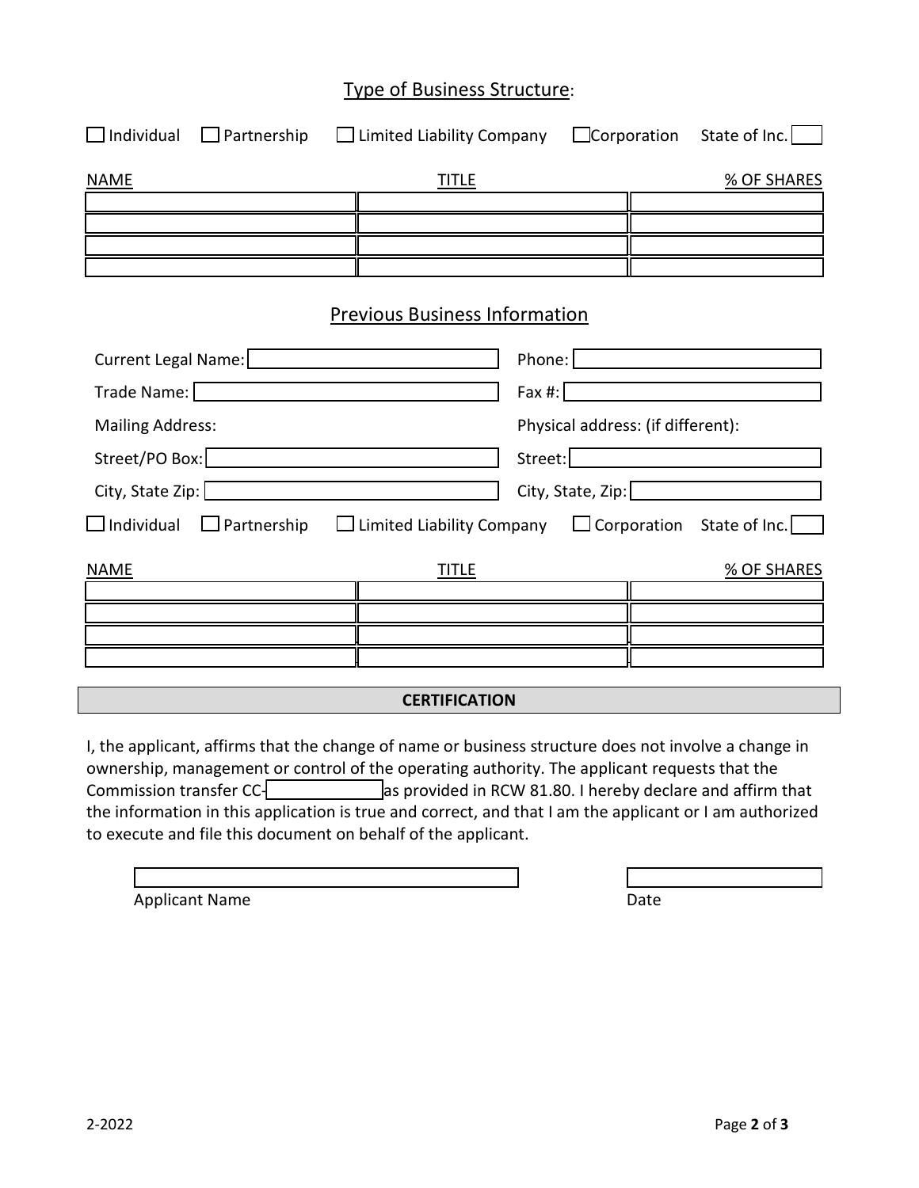## Type of Business Structure:

☐ Individual ☐ Partnership ☐ Limited Liability Company ☐ Corporation State of Inc. ____

| NAME | TITLE | % OF SHARES |
| --- | --- | --- |
| | | |
| | | |
| | | |
| | | |

## Previous Business Information

Current Legal Name: ____________________ Phone: ____________________

Trade Name: ____________________ Fax #: ____________________

Mailing Address: Physical address: (if different):

Street/PO Box: ____________________ Street: ____________________

City, State Zip: ____________________ City, State, Zip: ____________________

☐ Individual ☐ Partnership ☐ Limited Liability Company ☐ Corporation State of Inc. ____

| NAME | TITLE | % OF SHARES |
| --- | --- | --- |
| | | |
| | | |
| | | |
| | | |

**CERTIFICATION**

I, the applicant, affirms that the change of name or business structure does not involve a change in ownership, management or control of the operating authority. The applicant requests that the Commission transfer CC-__________ as provided in RCW 81.80. I hereby declare and affirm that the information in this application is true and correct, and that I am the applicant or I am authorized to execute and file this document on behalf of the applicant.

____________________________________ ____________________

Applicant Name Date

2-2022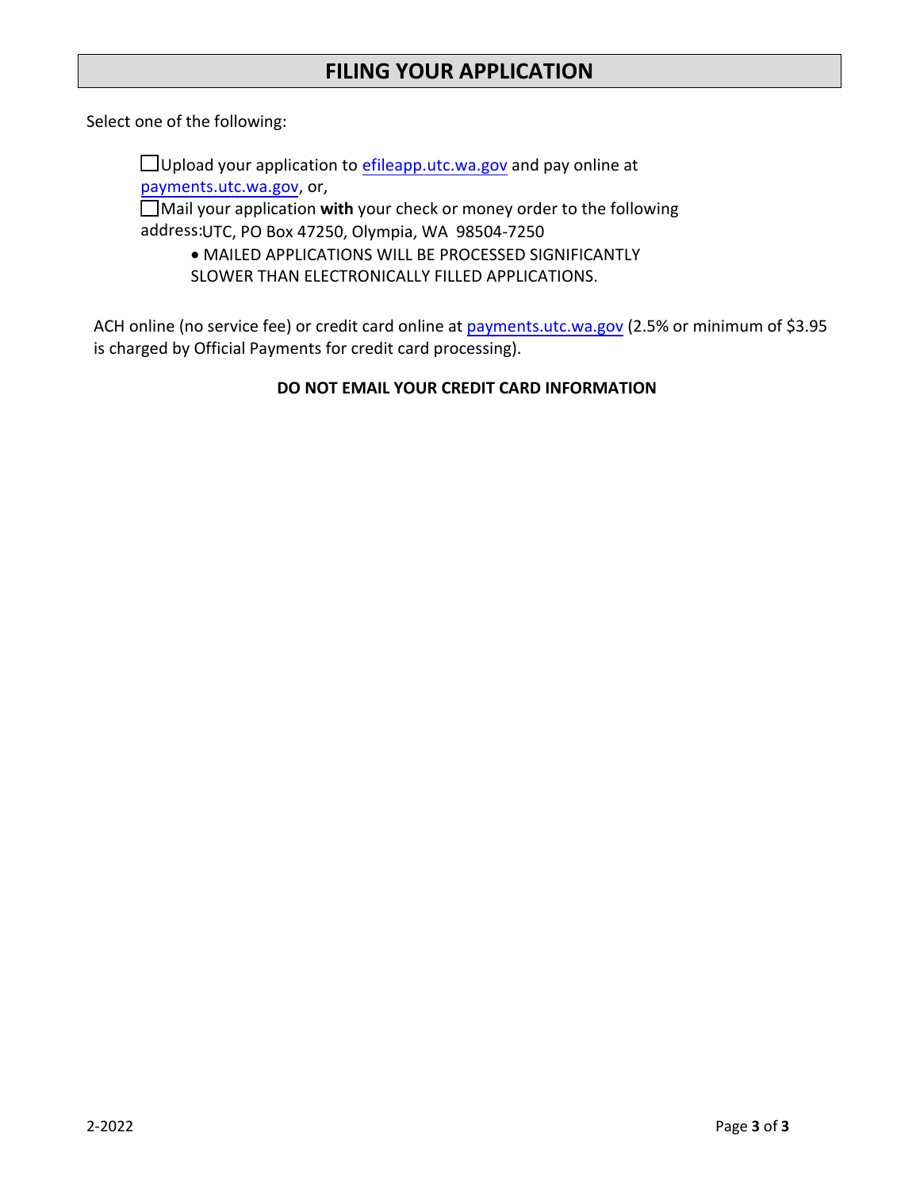## FILING YOUR APPLICATION

Select one of the following:

- ☐ Upload your application to efileapp.utc.wa.gov and pay online at payments.utc.wa.gov, or,
- ☐ Mail your application **with** your check or money order to the following address: UTC, PO Box 47250, Olympia, WA 98504-7250
  - MAILED APPLICATIONS WILL BE PROCESSED SIGNIFICANTLY SLOWER THAN ELECTRONICALLY FILLED APPLICATIONS.

ACH online (no service fee) or credit card online at payments.utc.wa.gov (2.5% or minimum of $3.95 is charged by Official Payments for credit card processing).

**DO NOT EMAIL YOUR CREDIT CARD INFORMATION**

2-2022